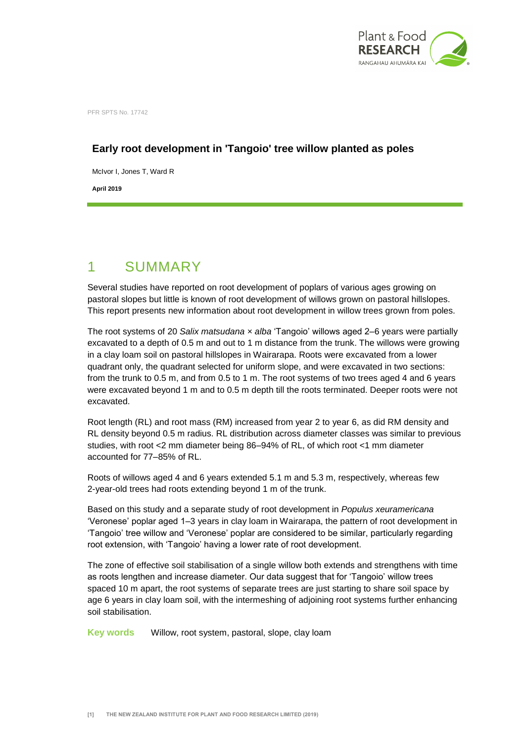PFR SPTS No. 17742

# Early root development in 'Tangoio' tree willow planted as poles

McIvor I, Jones T, Ward R

**April 2019**

## 1 SUMMARY

Several studies have reported on root development of poplars of various ages growing on pastoral slopes but little is known of root development of willows grown on pastoral hillslopes. This report presents new information about root development in willow trees grown from poles.

The root systems of 20 *Salix matsudana* × *alba* 'Tangoio' willows aged 2–6 years were partially excavated to a depth of 0.5 m and out to 1 m distance from the trunk. The willows were growing in a clay loam soil on pastoral hillslopes in Wairarapa. Roots were excavated from a lower quadrant only, the quadrant selected for uniform slope, and were excavated in two sections: from the trunk to 0.5 m, and from 0.5 to 1 m. The root systems of two trees aged 4 and 6 years were excavated beyond 1 m and to 0.5 m depth till the roots terminated. Deeper roots were not excavated.

Root length (RL) and root mass (RM) increased from year 2 to year 6, as did RM density and RL density beyond 0.5 m radius. RL distribution across diameter classes was similar to previous studies, with root <2 mm diameter being 86–94% of RL, of which root <1 mm diameter accounted for 77–85% of RL.

Roots of willows aged 4 and 6 years extended 5.1 m and 5.3 m, respectively, whereas few 2-year-old trees had roots extending beyond 1 m of the trunk.

Based on this study and a separate study of root development in *Populus xeuramericana* 'Veronese' poplar aged 1–3 years in clay loam in Wairarapa, the pattern of root development in 'Tangoio' tree willow and 'Veronese' poplar are considered to be similar, particularly regarding root extension, with 'Tangoio' having a lower rate of root development.

The zone of effective soil stabilisation of a single willow both extends and strengthens with time as roots lengthen and increase diameter. Our data suggest that for 'Tangoio' willow trees spaced 10 m apart, the root systems of separate trees are just starting to share soil space by age 6 years in clay loam soil, with the intermeshing of adjoining root systems further enhancing soil stabilisation.

**Key words** Willow, root system, pastoral, slope, clay loam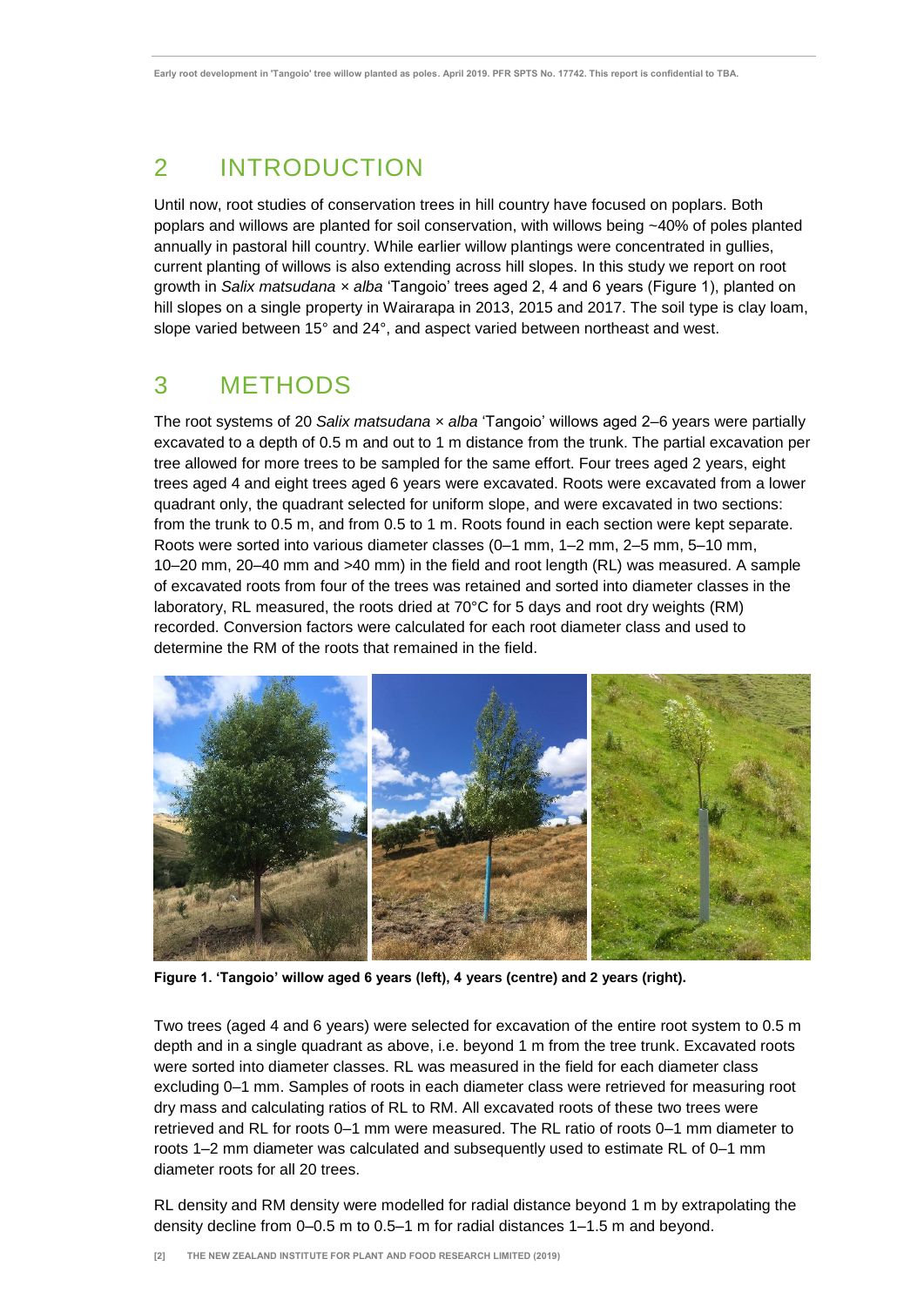## 2 INTRODUCTION

Until now, root studies of conservation trees in hill country have focused on poplars. Both poplars and willows are planted for soil conservation, with willows being ~40% of poles planted annually in pastoral hill country. While earlier willow plantings were concentrated in gullies, current planting of willows is also extending across hill slopes. In this study we report on root growth in *Salix matsudana* × *alba* 'Tangoio' trees aged 2, 4 and 6 years (Figure 1), planted on hill slopes on a single property in Wairarapa in 2013, 2015 and 2017. The soil type is clay loam, slope varied between 15° and 24°, and aspect varied between northeast and west.

## 3 METHODS

The root systems of 20 *Salix matsudana* × *alba* 'Tangoio' willows aged 2–6 years were partially excavated to a depth of 0.5 m and out to 1 m distance from the trunk. The partial excavation per tree allowed for more trees to be sampled for the same effort. Four trees aged 2 years, eight trees aged 4 and eight trees aged 6 years were excavated. Roots were excavated from a lower quadrant only, the quadrant selected for uniform slope, and were excavated in two sections: from the trunk to 0.5 m, and from 0.5 to 1 m. Roots found in each section were kept separate. Roots were sorted into various diameter classes (0–1 mm, 1–2 mm, 2–5 mm, 5–10 mm, 10–20 mm, 20–40 mm and >40 mm) in the field and root length (RL) was measured. A sample of excavated roots from four of the trees was retained and sorted into diameter classes in the laboratory, RL measured, the roots dried at 70°C for 5 days and root dry weights (RM) recorded. Conversion factors were calculated for each root diameter class and used to determine the RM of the roots that remained in the field.

**Figure 1. 'Tangoio' willow aged 6 years (left), 4 years (centre) and 2 years (right).**

Two trees (aged 4 and 6 years) were selected for excavation of the entire root system to 0.5 m depth and in a single quadrant as above, i.e. beyond 1 m from the tree trunk. Excavated roots were sorted into diameter classes. RL was measured in the field for each diameter class excluding 0–1 mm. Samples of roots in each diameter class were retrieved for measuring root dry mass and calculating ratios of RL to RM. All excavated roots of these two trees were retrieved and RL for roots 0–1 mm were measured. The RL ratio of roots 0–1 mm diameter to roots 1–2 mm diameter was calculated and subsequently used to estimate RL of 0–1 mm diameter roots for all 20 trees.

RL density and RM density were modelled for radial distance beyond 1 m by extrapolating the density decline from 0–0.5 m to 0.5–1 m for radial distances 1–1.5 m and beyond.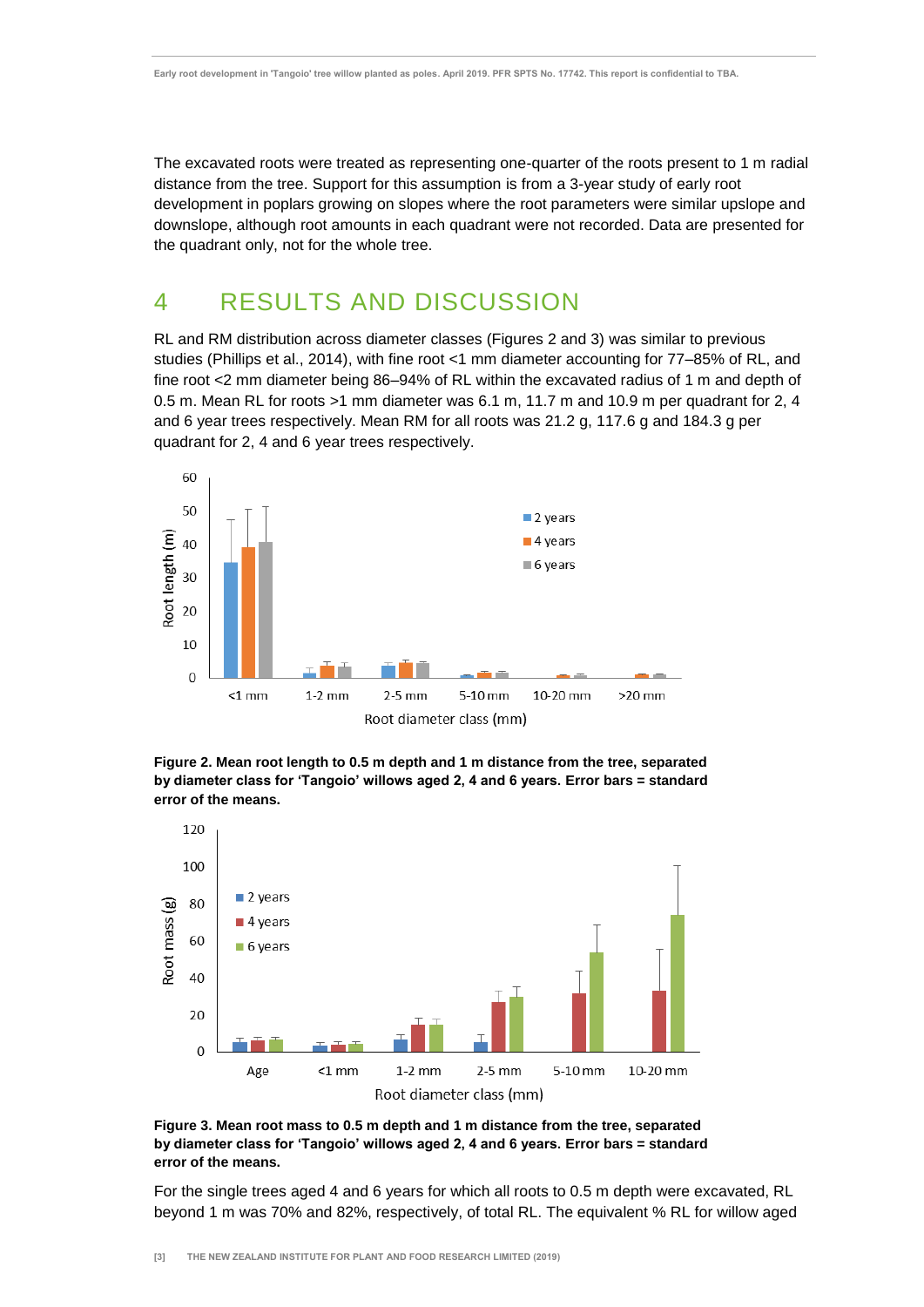The excavated roots were treated as representing one-quarter of the roots present to 1 m radial distance from the tree. Support for this assumption is from a 3-year study of early root development in poplars growing on slopes where the root parameters were similar upslope and downslope, although root amounts in each quadrant were not recorded. Data are presented for the quadrant only, not for the whole tree.

# 4 RESULTS AND DISCUSSION

RL and RM distribution across diameter classes (Figures 2 and 3) was similar to previous studies (Phillips et al., 2014), with fine root <1 mm diameter accounting for 77–85% of RL, and fine root <2 mm diameter being 86–94% of RL within the excavated radius of 1 m and depth of 0.5 m. Mean RL for roots >1 mm diameter was 6.1 m, 11.7 m and 10.9 m per quadrant for 2, 4 and 6 year trees respectively. Mean RM for all roots was 21.2 g, 117.6 g and 184.3 g per quadrant for 2, 4 and 6 year trees respectively.

**Figure 2. Mean root length to 0.5 m depth and 1 m distance from the tree, separated by diameter class for 'Tangoio' willows aged 2, 4 and 6 years. Error bars = standard error of the means.**

**Figure 3. Mean root mass to 0.5 m depth and 1 m distance from the tree, separated by diameter class for 'Tangoio' willows aged 2, 4 and 6 years. Error bars = standard error of the means.**

For the single trees aged 4 and 6 years for which all roots to 0.5 m depth were excavated, RL beyond 1 m was 70% and 82%, respectively, of total RL. The equivalent % RL for willow aged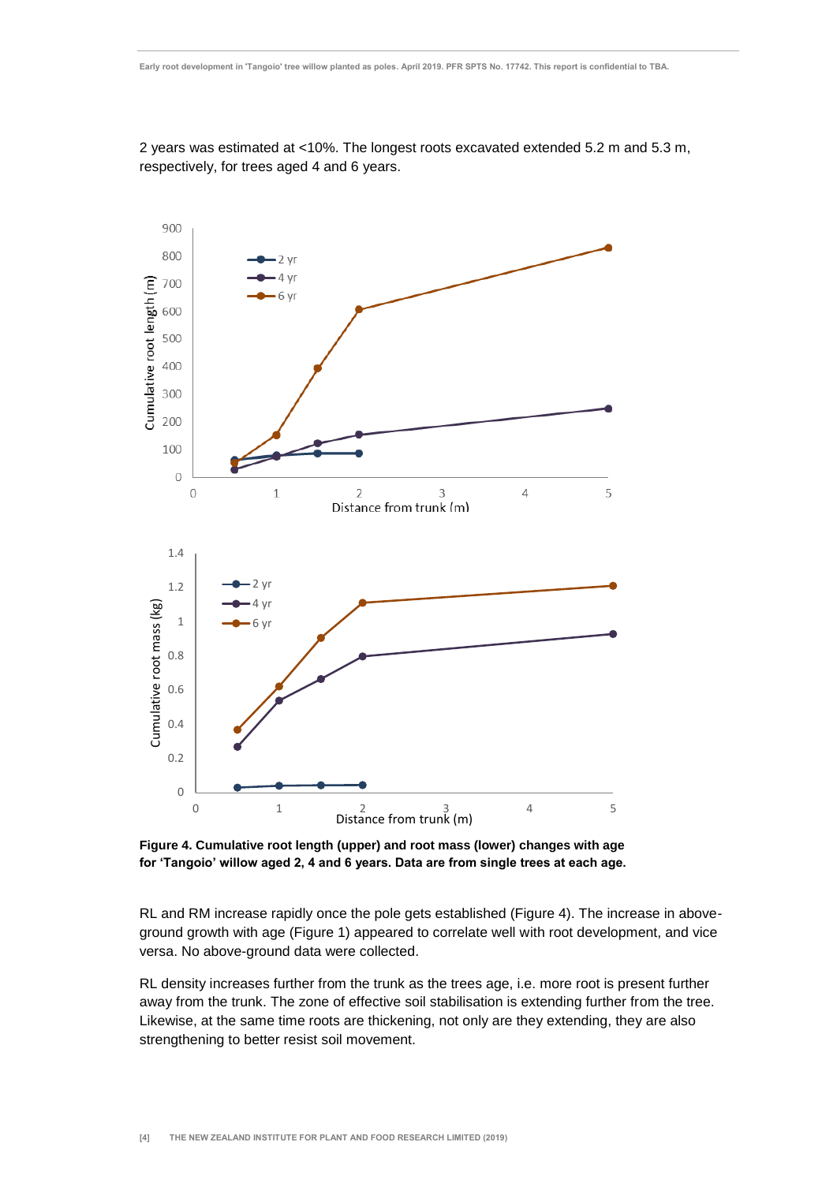2 years was estimated at <10%. The longest roots excavated extended 5.2 m and 5.3 m, respectively, for trees aged 4 and 6 years.

**Figure 4. Cumulative root length (upper) and root mass (lower) changes with age for 'Tangoio' willow aged 2, 4 and 6 years. Data are from single trees at each age.**

RL and RM increase rapidly once the pole gets established (Figure 4). The increase in above-ground growth with age (Figure 1) appeared to correlate well with root development, and vice versa. No above-ground data were collected.

RL density increases further from the trunk as the trees age, i.e. more root is present further away from the trunk. The zone of effective soil stabilisation is extending further from the tree. Likewise, at the same time roots are thickening, not only are they extending, they are also strengthening to better resist soil movement.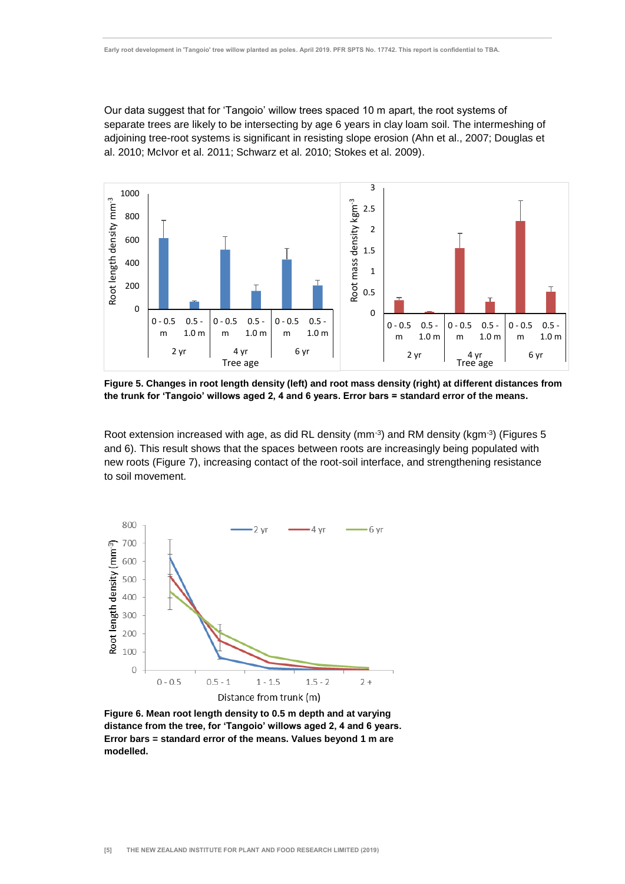Our data suggest that for 'Tangoio' willow trees spaced 10 m apart, the root systems of separate trees are likely to be intersecting by age 6 years in clay loam soil. The intermeshing of adjoining tree-root systems is significant in resisting slope erosion (Ahn et al., 2007; Douglas et al. 2010; McIvor et al. 2011; Schwarz et al. 2010; Stokes et al. 2009).

**Figure 5. Changes in root length density (left) and root mass density (right) at different distances from the trunk for 'Tangoio' willows aged 2, 4 and 6 years. Error bars = standard error of the means.**

Root extension increased with age, as did RL density ($mm^{-3}$) and RM density ($kgm^{-3}$) (Figures 5 and 6). This result shows that the spaces between roots are increasingly being populated with new roots (Figure 7), increasing contact of the root-soil interface, and strengthening resistance to soil movement.

**Figure 6. Mean root length density to 0.5 m depth and at varying distance from the tree, for 'Tangoio' willows aged 2, 4 and 6 years. Error bars = standard error of the means. Values beyond 1 m are modelled.**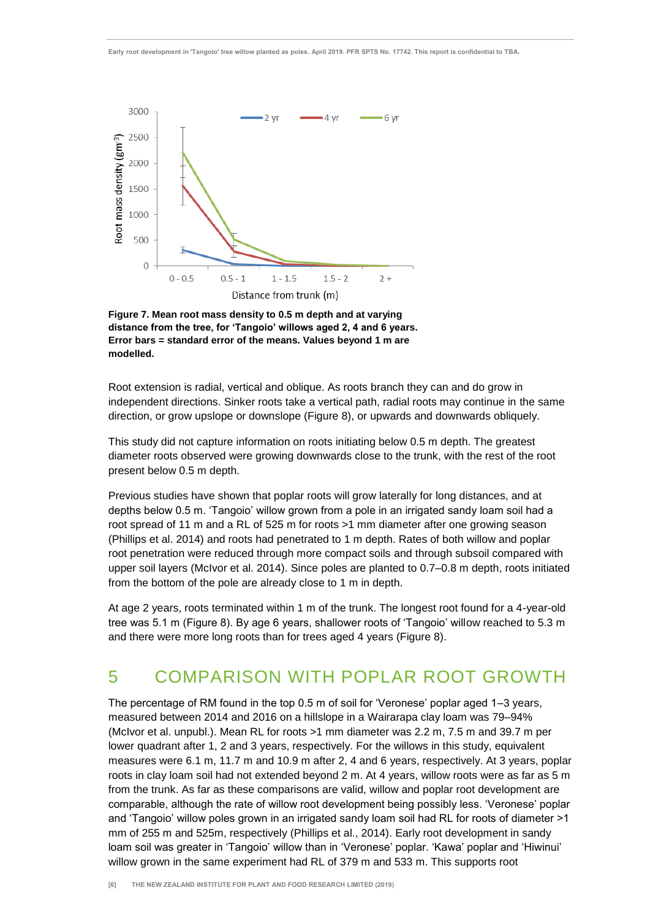**Figure 7. Mean root mass density to 0.5 m depth and at varying distance from the tree, for 'Tangoio' willows aged 2, 4 and 6 years. Error bars = standard error of the means. Values beyond 1 m are modelled.**

Root extension is radial, vertical and oblique. As roots branch they can and do grow in independent directions. Sinker roots take a vertical path, radial roots may continue in the same direction, or grow upslope or downslope (Figure 8), or upwards and downwards obliquely.

This study did not capture information on roots initiating below 0.5 m depth. The greatest diameter roots observed were growing downwards close to the trunk, with the rest of the root present below 0.5 m depth.

Previous studies have shown that poplar roots will grow laterally for long distances, and at depths below 0.5 m. 'Tangoio' willow grown from a pole in an irrigated sandy loam soil had a root spread of 11 m and a RL of 525 m for roots >1 mm diameter after one growing season (Phillips et al. 2014) and roots had penetrated to 1 m depth. Rates of both willow and poplar root penetration were reduced through more compact soils and through subsoil compared with upper soil layers (McIvor et al. 2014). Since poles are planted to 0.7–0.8 m depth, roots initiated from the bottom of the pole are already close to 1 m in depth.

At age 2 years, roots terminated within 1 m of the trunk. The longest root found for a 4-year-old tree was 5.1 m (Figure 8). By age 6 years, shallower roots of 'Tangoio' willow reached to 5.3 m and there were more long roots than for trees aged 4 years (Figure 8).

# 5 COMPARISON WITH POPLAR ROOT GROWTH

The percentage of RM found in the top 0.5 m of soil for 'Veronese' poplar aged 1–3 years, measured between 2014 and 2016 on a hillslope in a Wairarapa clay loam was 79–94% (McIvor et al. unpubl.). Mean RL for roots >1 mm diameter was 2.2 m, 7.5 m and 39.7 m per lower quadrant after 1, 2 and 3 years, respectively. For the willows in this study, equivalent measures were 6.1 m, 11.7 m and 10.9 m after 2, 4 and 6 years, respectively. At 3 years, poplar roots in clay loam soil had not extended beyond 2 m. At 4 years, willow roots were as far as 5 m from the trunk. As far as these comparisons are valid, willow and poplar root development are comparable, although the rate of willow root development being possibly less. 'Veronese' poplar and 'Tangoio' willow poles grown in an irrigated sandy loam soil had RL for roots of diameter >1 mm of 255 m and 525m, respectively (Phillips et al., 2014). Early root development in sandy loam soil was greater in 'Tangoio' willow than in 'Veronese' poplar. 'Kawa' poplar and 'Hiwinui' willow grown in the same experiment had RL of 379 m and 533 m. This supports root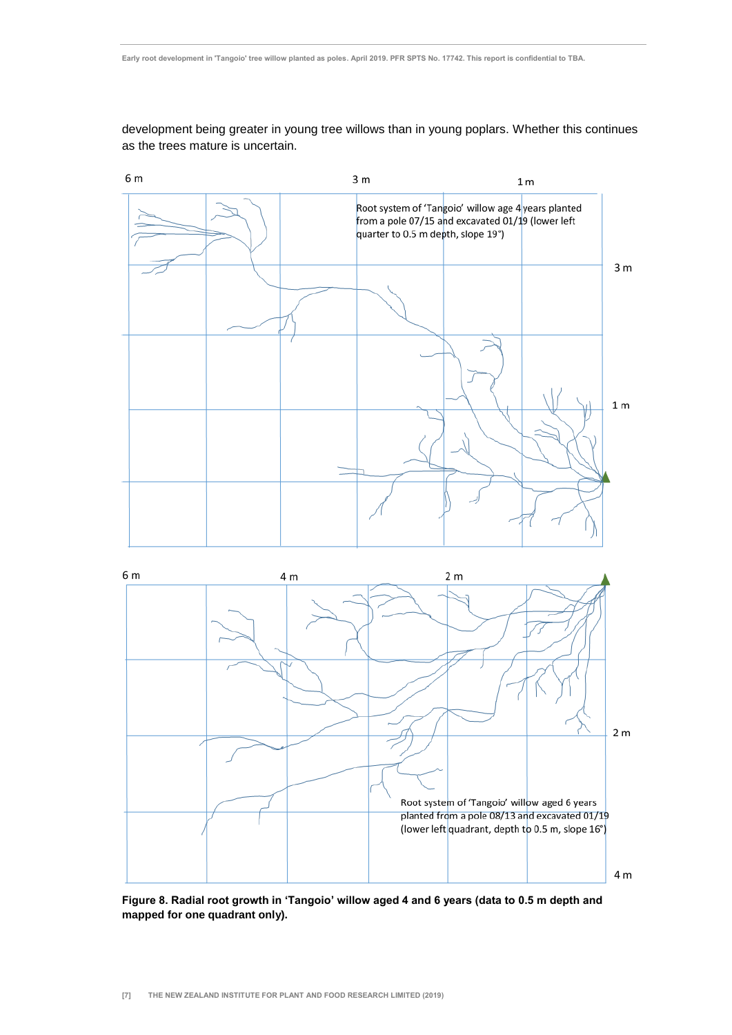development being greater in young tree willows than in young poplars. Whether this continues as the trees mature is uncertain.

6 m 3 m 1 m

Root system of 'Tangoio' willow age 4 years planted from a pole 07/15 and excavated 01/19 (lower left quarter to 0.5 m depth, slope 19°)

3 m

1 m

6 m 4 m 2 m

2 m

Root system of 'Tangoio' willow aged 6 years planted from a pole 08/13 and excavated 01/19 (lower left quadrant, depth to 0.5 m, slope 16°)

4 m

**Figure 8. Radial root growth in 'Tangoio' willow aged 4 and 6 years (data to 0.5 m depth and mapped for one quadrant only).**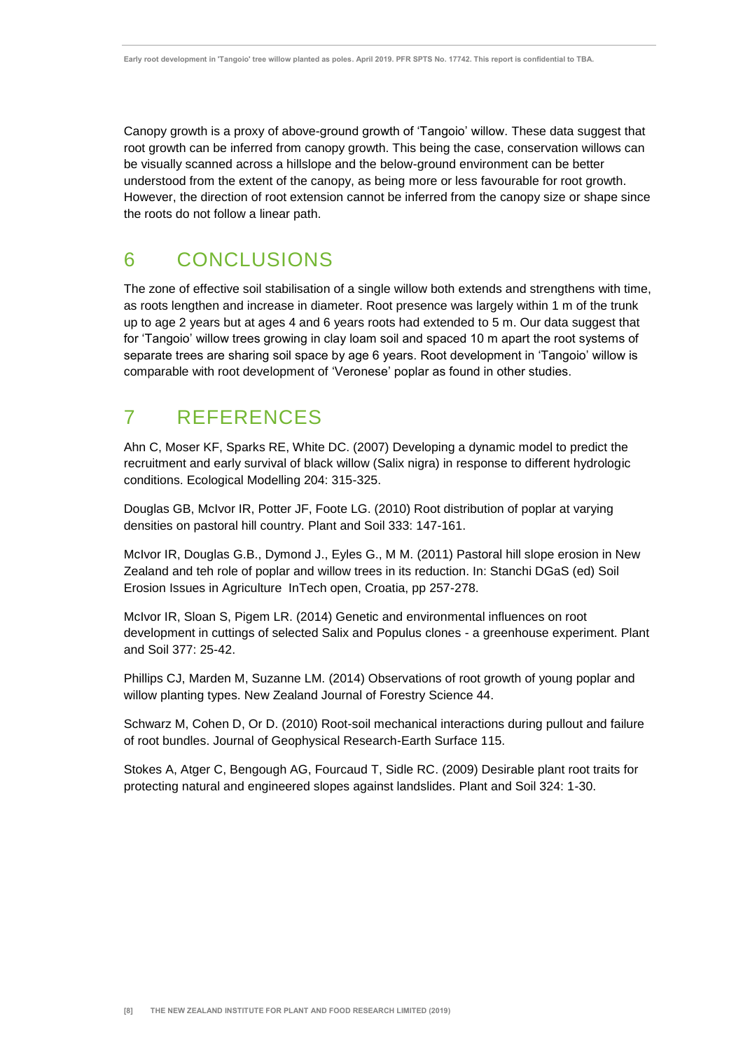Canopy growth is a proxy of above-ground growth of 'Tangoio' willow. These data suggest that root growth can be inferred from canopy growth. This being the case, conservation willows can be visually scanned across a hillslope and the below-ground environment can be better understood from the extent of the canopy, as being more or less favourable for root growth. However, the direction of root extension cannot be inferred from the canopy size or shape since the roots do not follow a linear path.

# 6 CONCLUSIONS

The zone of effective soil stabilisation of a single willow both extends and strengthens with time, as roots lengthen and increase in diameter. Root presence was largely within 1 m of the trunk up to age 2 years but at ages 4 and 6 years roots had extended to 5 m. Our data suggest that for 'Tangoio' willow trees growing in clay loam soil and spaced 10 m apart the root systems of separate trees are sharing soil space by age 6 years. Root development in 'Tangoio' willow is comparable with root development of 'Veronese' poplar as found in other studies.

# 7 REFERENCES

Ahn C, Moser KF, Sparks RE, White DC. (2007) Developing a dynamic model to predict the recruitment and early survival of black willow (Salix nigra) in response to different hydrologic conditions. Ecological Modelling 204: 315-325.

Douglas GB, McIvor IR, Potter JF, Foote LG. (2010) Root distribution of poplar at varying densities on pastoral hill country. Plant and Soil 333: 147-161.

McIvor IR, Douglas G.B., Dymond J., Eyles G., M M. (2011) Pastoral hill slope erosion in New Zealand and teh role of poplar and willow trees in its reduction. In: Stanchi DGaS (ed) Soil Erosion Issues in Agriculture InTech open, Croatia, pp 257-278.

McIvor IR, Sloan S, Pigem LR. (2014) Genetic and environmental influences on root development in cuttings of selected Salix and Populus clones - a greenhouse experiment. Plant and Soil 377: 25-42.

Phillips CJ, Marden M, Suzanne LM. (2014) Observations of root growth of young poplar and willow planting types. New Zealand Journal of Forestry Science 44.

Schwarz M, Cohen D, Or D. (2010) Root-soil mechanical interactions during pullout and failure of root bundles. Journal of Geophysical Research-Earth Surface 115.

Stokes A, Atger C, Bengough AG, Fourcaud T, Sidle RC. (2009) Desirable plant root traits for protecting natural and engineered slopes against landslides. Plant and Soil 324: 1-30.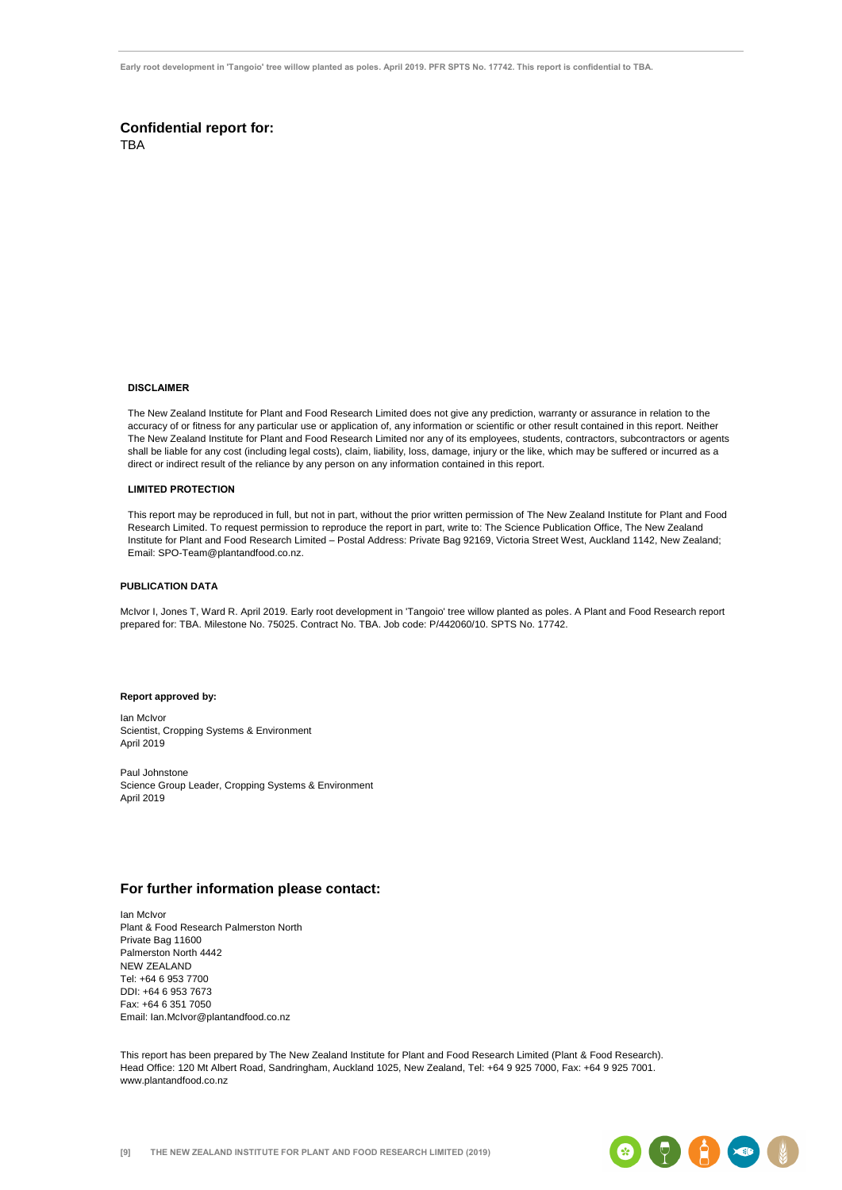**Confidential report for:**
TBA

**DISCLAIMER**

The New Zealand Institute for Plant and Food Research Limited does not give any prediction, warranty or assurance in relation to the accuracy of or fitness for any particular use or application of, any information or scientific or other result contained in this report. Neither The New Zealand Institute for Plant and Food Research Limited nor any of its employees, students, contractors, subcontractors or agents shall be liable for any cost (including legal costs), claim, liability, loss, damage, injury or the like, which may be suffered or incurred as a direct or indirect result of the reliance by any person on any information contained in this report.

**LIMITED PROTECTION**

This report may be reproduced in full, but not in part, without the prior written permission of The New Zealand Institute for Plant and Food Research Limited. To request permission to reproduce the report in part, write to: The Science Publication Office, The New Zealand Institute for Plant and Food Research Limited – Postal Address: Private Bag 92169, Victoria Street West, Auckland 1142, New Zealand; Email: SPO-Team@plantandfood.co.nz.

**PUBLICATION DATA**

McIvor I, Jones T, Ward R. April 2019. Early root development in 'Tangoio' tree willow planted as poles. A Plant and Food Research report prepared for: TBA. Milestone No. 75025. Contract No. TBA. Job code: P/442060/10. SPTS No. 17742.

**Report approved by:**

Ian McIvor
Scientist, Cropping Systems & Environment
April 2019

Paul Johnstone
Science Group Leader, Cropping Systems & Environment
April 2019

## For further information please contact:

Ian McIvor
Plant & Food Research Palmerston North
Private Bag 11600
Palmerston North 4442
NEW ZEALAND
Tel: +64 6 953 7700
DDI: +64 6 953 7673
Fax: +64 6 351 7050
Email: Ian.McIvor@plantandfood.co.nz

This report has been prepared by The New Zealand Institute for Plant and Food Research Limited (Plant & Food Research).
Head Office: 120 Mt Albert Road, Sandringham, Auckland 1025, New Zealand, Tel: +64 9 925 7000, Fax: +64 9 925 7001.
www.plantandfood.co.nz